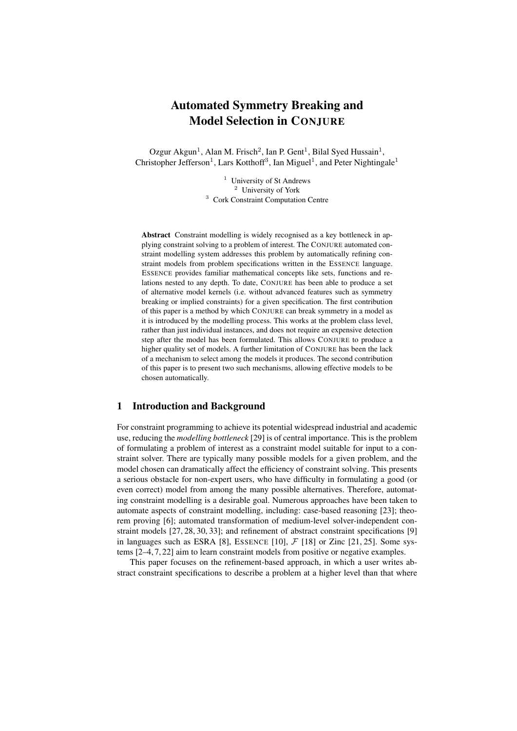# Automated Symmetry Breaking and Model Selection in CONJURE

Ozgur Akgun[1], Alan M. Frisch[2], Ian P. Gent[1], Bilal Syed Hussain[1], Christopher Jefferson[1], Lars Kotthoff[3], Ian Miguel[1], and Peter Nightingale[1]

[1] University of St Andrews
[2] University of York
[3] Cork Constraint Computation Centre

**Abstract** Constraint modelling is widely recognised as a key bottleneck in applying constraint solving to a problem of interest. The CONJURE automated constraint modelling system addresses this problem by automatically refining constraint models from problem specifications written in the ESSENCE language. ESSENCE provides familiar mathematical concepts like sets, functions and relations nested to any depth. To date, CONJURE has been able to produce a set of alternative model kernels (i.e. without advanced features such as symmetry breaking or implied constraints) for a given specification. The first contribution of this paper is a method by which CONJURE can break symmetry in a model as it is introduced by the modelling process. This works at the problem class level, rather than just individual instances, and does not require an expensive detection step after the model has been formulated. This allows CONJURE to produce a higher quality set of models. A further limitation of CONJURE has been the lack of a mechanism to select among the models it produces. The second contribution of this paper is to present two such mechanisms, allowing effective models to be chosen automatically.

## 1 Introduction and Background

For constraint programming to achieve its potential widespread industrial and academic use, reducing the *modelling bottleneck* [29] is of central importance. This is the problem of formulating a problem of interest as a constraint model suitable for input to a constraint solver. There are typically many possible models for a given problem, and the model chosen can dramatically affect the efficiency of constraint solving. This presents a serious obstacle for non-expert users, who have difficulty in formulating a good (or even correct) model from among the many possible alternatives. Therefore, automating constraint modelling is a desirable goal. Numerous approaches have been taken to automate aspects of constraint modelling, including: case-based reasoning [23]; theorem proving [6]; automated transformation of medium-level solver-independent constraint models [27, 28, 30, 33]; and refinement of abstract constraint specifications [9] in languages such as ESRA [8], ESSENCE [10], $\mathcal{F}$ [18] or Zinc [21, 25]. Some systems [2–4, 7, 22] aim to learn constraint models from positive or negative examples.

This paper focuses on the refinement-based approach, in which a user writes abstract constraint specifications to describe a problem at a higher level than that where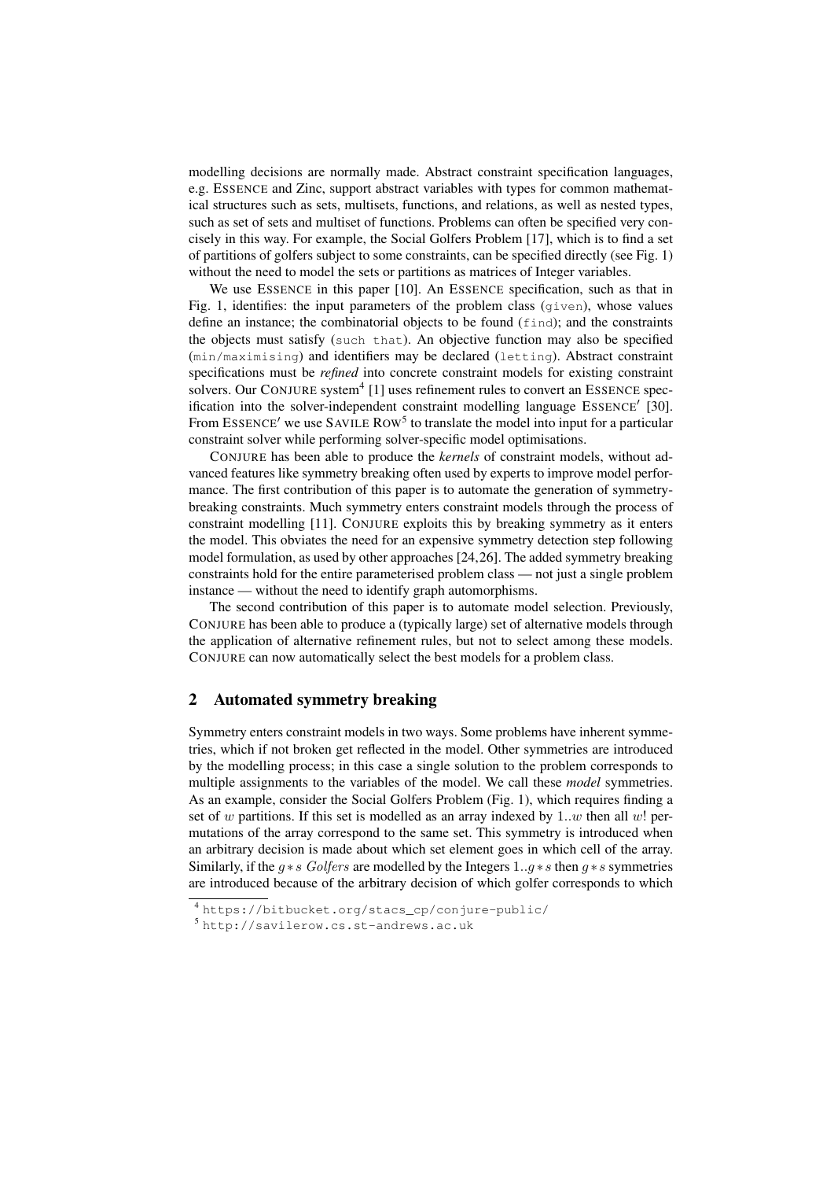modelling decisions are normally made. Abstract constraint specification languages, e.g. ESSENCE and Zinc, support abstract variables with types for common mathematical structures such as sets, multisets, functions, and relations, as well as nested types, such as set of sets and multiset of functions. Problems can often be specified very concisely in this way. For example, the Social Golfers Problem [17], which is to find a set of partitions of golfers subject to some constraints, can be specified directly (see Fig. 1) without the need to model the sets or partitions as matrices of Integer variables.

We use ESSENCE in this paper [10]. An ESSENCE specification, such as that in Fig. 1, identifies: the input parameters of the problem class (`given`), whose values define an instance; the combinatorial objects to be found (`find`); and the constraints the objects must satisfy (`such that`). An objective function may also be specified (`min/maximising`) and identifiers may be declared (`letting`). Abstract constraint specifications must be *refined* into concrete constraint models for existing constraint solvers. Our CONJURE system[4] [1] uses refinement rules to convert an ESSENCE specification into the solver-independent constraint modelling language ESSENCE′ [30]. From ESSENCE′ we use SAVILE ROW[5] to translate the model into input for a particular constraint solver while performing solver-specific model optimisations.

CONJURE has been able to produce the *kernels* of constraint models, without advanced features like symmetry breaking often used by experts to improve model performance. The first contribution of this paper is to automate the generation of symmetry-breaking constraints. Much symmetry enters constraint models through the process of constraint modelling [11]. CONJURE exploits this by breaking symmetry as it enters the model. This obviates the need for an expensive symmetry detection step following model formulation, as used by other approaches [24,26]. The added symmetry breaking constraints hold for the entire parameterised problem class — not just a single problem instance — without the need to identify graph automorphisms.

The second contribution of this paper is to automate model selection. Previously, CONJURE has been able to produce a (typically large) set of alternative models through the application of alternative refinement rules, but not to select among these models. CONJURE can now automatically select the best models for a problem class.

## 2 Automated symmetry breaking

Symmetry enters constraint models in two ways. Some problems have inherent symmetries, which if not broken get reflected in the model. Other symmetries are introduced by the modelling process; in this case a single solution to the problem corresponds to multiple assignments to the variables of the model. We call these *model* symmetries. As an example, consider the Social Golfers Problem (Fig. 1), which requires finding a set of $w$ partitions. If this set is modelled as an array indexed by $1..w$ then all $w!$ permutations of the array correspond to the same set. This symmetry is introduced when an arbitrary decision is made about which set element goes in which cell of the array. Similarly, if the $g * s$ *Golfers* are modelled by the Integers $1..g * s$ then $g * s$ symmetries are introduced because of the arbitrary decision of which golfer corresponds to which

[4] https://bitbucket.org/stacs_cp/conjure-public/

[5] http://savilerow.cs.st-andrews.ac.uk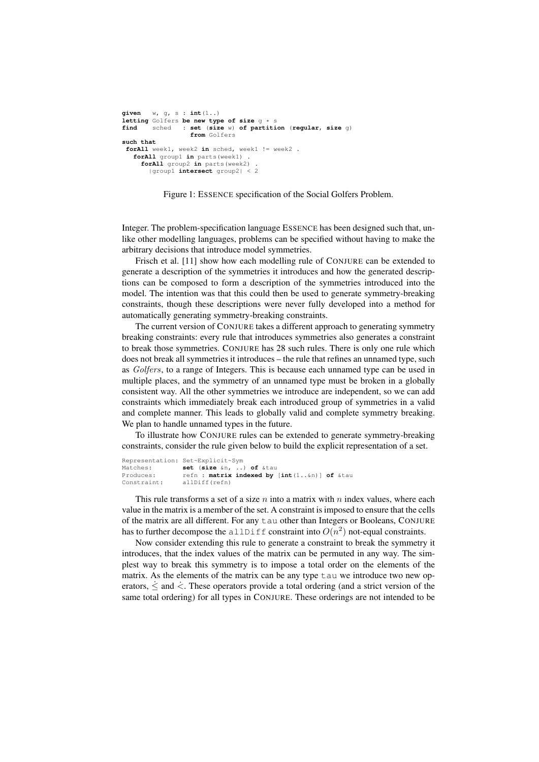```
given   w, g, s : int(1..)
letting Golfers be new type of size g * s
find    sched   : set (size w) of partition (regular, size g)
                  from Golfers
such that
 forAll week1, week2 in sched, week1 != week2 .
   forAll group1 in parts(week1) .
     forAll group2 in parts(week2) .
       |group1 intersect group2| < 2
```

Figure 1: ESSENCE specification of the Social Golfers Problem.

Integer. The problem-specification language ESSENCE has been designed such that, unlike other modelling languages, problems can be specified without having to make the arbitrary decisions that introduce model symmetries.

Frisch et al. [11] show how each modelling rule of CONJURE can be extended to generate a description of the symmetries it introduces and how the generated descriptions can be composed to form a description of the symmetries introduced into the model. The intention was that this could then be used to generate symmetry-breaking constraints, though these descriptions were never fully developed into a method for automatically generating symmetry-breaking constraints.

The current version of CONJURE takes a different approach to generating symmetry breaking constraints: every rule that introduces symmetries also generates a constraint to break those symmetries. CONJURE has 28 such rules. There is only one rule which does not break all symmetries it introduces – the rule that refines an unnamed type, such as *Golfers*, to a range of Integers. This is because each unnamed type can be used in multiple places, and the symmetry of an unnamed type must be broken in a globally consistent way. All the other symmetries we introduce are independent, so we can add constraints which immediately break each introduced group of symmetries in a valid and complete manner. This leads to globally valid and complete symmetry breaking. We plan to handle unnamed types in the future.

To illustrate how CONJURE rules can be extended to generate symmetry-breaking constraints, consider the rule given below to build the explicit representation of a set.

```
Representation: Set~Explicit~Sym
Matches:        set (size &n, ..) of &tau
Produces:       refn : matrix indexed by [int(1..&n)] of &tau
Constraint:     allDiff(refn)
```

This rule transforms a set of a size $n$ into a matrix with $n$ index values, where each value in the matrix is a member of the set. A constraint is imposed to ensure that the cells of the matrix are all different. For any `tau` other than Integers or Booleans, CONJURE has to further decompose the `allDiff` constraint into $O(n^2)$ not-equal constraints.

Now consider extending this rule to generate a constraint to break the symmetry it introduces, that the index values of the matrix can be permuted in any way. The simplest way to break this symmetry is to impose a total order on the elements of the matrix. As the elements of the matrix can be any type `tau` we introduce two new operators, $\dot{\leq}$ and $\dot{<}$. These operators provide a total ordering (and a strict version of the same total ordering) for all types in CONJURE. These orderings are not intended to be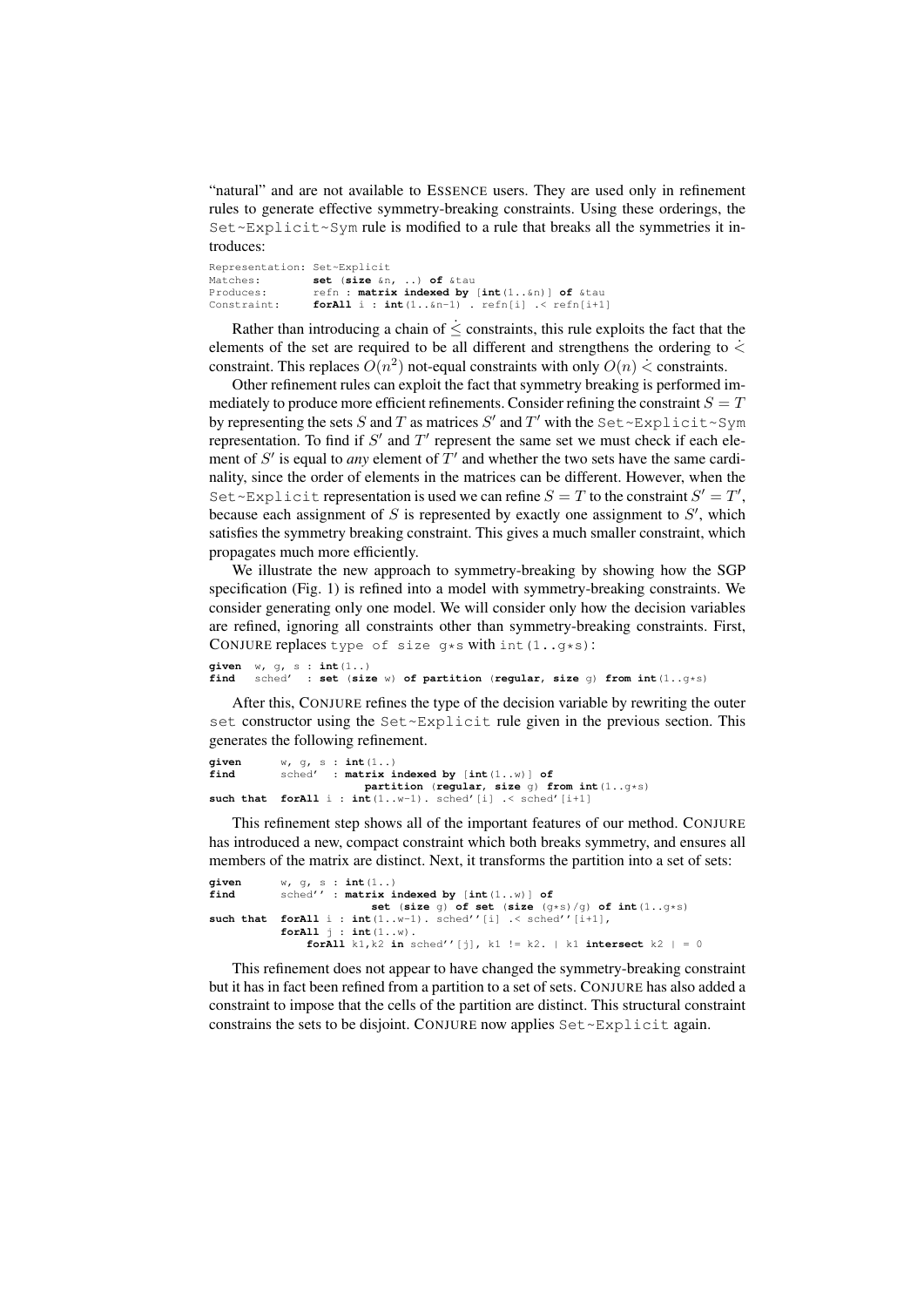"natural" and are not available to ESSENCE users. They are used only in refinement rules to generate effective symmetry-breaking constraints. Using these orderings, the Set~Explicit~Sym rule is modified to a rule that breaks all the symmetries it introduces:

```
Representation: Set~Explicit
Matches:        set (size &n, ..) of &tau
Produces:       refn : matrix indexed by [int(1..&n)] of &tau
Constraint:     forAll i : int(1..&n-1) . refn[i] .< refn[i+1]
```

Rather than introducing a chain of $\dot{\leq}$ constraints, this rule exploits the fact that the elements of the set are required to be all different and strengthens the ordering to $\dot{<}$ constraint. This replaces $O(n^2)$ not-equal constraints with only $O(n)$ $\dot{<}$ constraints.

Other refinement rules can exploit the fact that symmetry breaking is performed immediately to produce more efficient refinements. Consider refining the constraint $S = T$ by representing the sets $S$ and $T$ as matrices $S'$ and $T'$ with the Set~Explicit~Sym representation. To find if $S'$ and $T'$ represent the same set we must check if each element of $S'$ is equal to *any* element of $T'$ and whether the two sets have the same cardinality, since the order of elements in the matrices can be different. However, when the Set~Explicit representation is used we can refine $S = T$ to the constraint $S' = T'$, because each assignment of $S$ is represented by exactly one assignment to $S'$, which satisfies the symmetry breaking constraint. This gives a much smaller constraint, which propagates much more efficiently.

We illustrate the new approach to symmetry-breaking by showing how the SGP specification (Fig. 1) is refined into a model with symmetry-breaking constraints. We consider generating only one model. We will consider only how the decision variables are refined, ignoring all constraints other than symmetry-breaking constraints. First, CONJURE replaces `type of size g*s` with `int(1..g*s)`:

```
given  w, g, s : int(1..)
find   sched'  : set (size w) of partition (regular, size g) from int(1..g*s)
```

After this, CONJURE refines the type of the decision variable by rewriting the outer `set` constructor using the Set~Explicit rule given in the previous section. This generates the following refinement.

```
given       w, g, s : int(1..)
find        sched'  : matrix indexed by [int(1..w)] of
                        partition (regular, size g) from int(1..g*s)
such that  forAll i : int(1..w-1). sched'[i] .< sched'[i+1]
```

This refinement step shows all of the important features of our method. CONJURE has introduced a new, compact constraint which both breaks symmetry, and ensures all members of the matrix are distinct. Next, it transforms the partition into a set of sets:

```
given       w, g, s : int(1..)
find        sched'' : matrix indexed by [int(1..w)] of
                        set (size g) of set (size (g*s)/g) of int(1..g*s)
such that  forAll i : int(1..w-1). sched''[i] .< sched''[i+1],
           forAll j : int(1..w).
               forAll k1,k2 in sched''[j], k1 != k2. | k1 intersect k2 | = 0
```

This refinement does not appear to have changed the symmetry-breaking constraint but it has in fact been refined from a partition to a set of sets. CONJURE has also added a constraint to impose that the cells of the partition are distinct. This structural constraint constrains the sets to be disjoint. CONJURE now applies Set~Explicit again.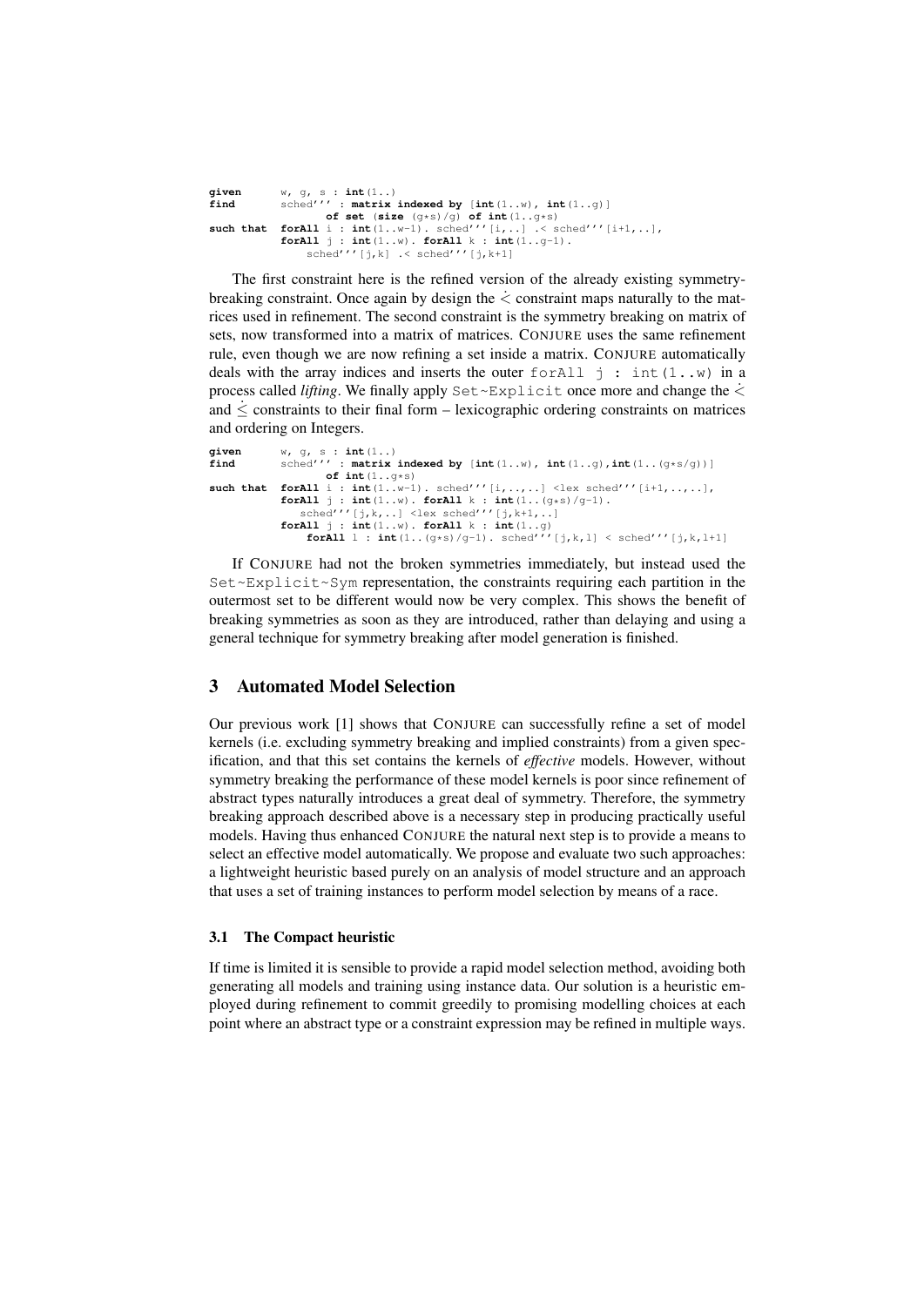```
given      w, g, s : int(1..)
find       sched''' : matrix indexed by [int(1..w), int(1..g)]
                 of set (size (g*s)/g) of int(1..g*s)
such that  forAll i : int(1..w-1). sched'''[i,..] .< sched'''[i+1,..],
           forAll j : int(1..w). forAll k : int(1..g-1).
               sched'''[j,k] .< sched'''[j,k+1]
```

The first constraint here is the refined version of the already existing symmetry-breaking constraint. Once again by design the $\dot{<}$ constraint maps naturally to the matrices used in refinement. The second constraint is the symmetry breaking on matrix of sets, now transformed into a matrix of matrices. CONJURE uses the same refinement rule, even though we are now refining a set inside a matrix. CONJURE automatically deals with the array indices and inserts the outer `forAll j : int(1..w)` in a process called *lifting*. We finally apply `Set~Explicit` once more and change the $\dot{<}$ and $\dot{\leq}$ constraints to their final form – lexicographic ordering constraints on matrices and ordering on Integers.

```
given      w, g, s : int(1..)
find       sched''' : matrix indexed by [int(1..w), int(1..g),int(1..(g*s/g))]
                 of int(1..g*s)
such that  forAll i : int(1..w-1). sched'''[i,..,..] <lex sched'''[i+1,..,..],
           forAll j : int(1..w). forAll k : int(1..(g*s)/g-1).
              sched'''[j,k,..] <lex sched'''[j,k+1,..]
           forAll j : int(1..w). forAll k : int(1..g)
               forAll l : int(1..(g*s)/g-1). sched'''[j,k,l] < sched'''[j,k,l+1]
```

If CONJURE had not the broken symmetries immediately, but instead used the `Set~Explicit~Sym` representation, the constraints requiring each partition in the outermost set to be different would now be very complex. This shows the benefit of breaking symmetries as soon as they are introduced, rather than delaying and using a general technique for symmetry breaking after model generation is finished.

## 3 Automated Model Selection

Our previous work [1] shows that CONJURE can successfully refine a set of model kernels (i.e. excluding symmetry breaking and implied constraints) from a given specification, and that this set contains the kernels of *effective* models. However, without symmetry breaking the performance of these model kernels is poor since refinement of abstract types naturally introduces a great deal of symmetry. Therefore, the symmetry breaking approach described above is a necessary step in producing practically useful models. Having thus enhanced CONJURE the natural next step is to provide a means to select an effective model automatically. We propose and evaluate two such approaches: a lightweight heuristic based purely on an analysis of model structure and an approach that uses a set of training instances to perform model selection by means of a race.

### 3.1 The Compact heuristic

If time is limited it is sensible to provide a rapid model selection method, avoiding both generating all models and training using instance data. Our solution is a heuristic employed during refinement to commit greedily to promising modelling choices at each point where an abstract type or a constraint expression may be refined in multiple ways.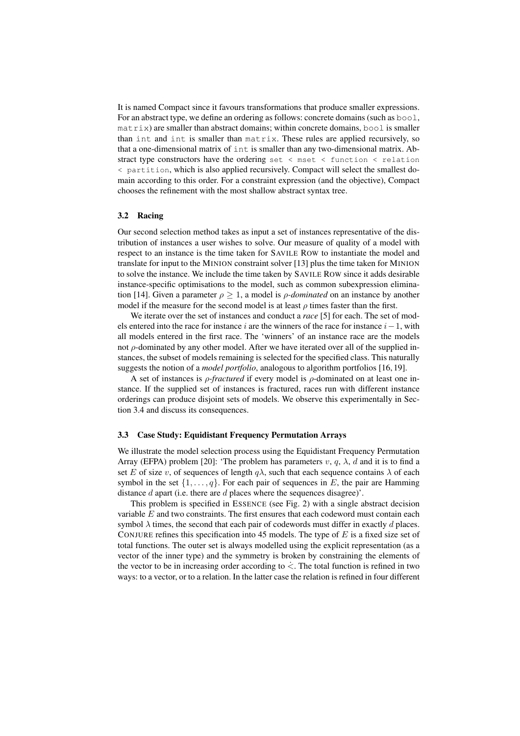It is named Compact since it favours transformations that produce smaller expressions. For an abstract type, we define an ordering as follows: concrete domains (such as `bool`, `matrix`) are smaller than abstract domains; within concrete domains, `bool` is smaller than `int` and `int` is smaller than `matrix`. These rules are applied recursively, so that a one-dimensional matrix of `int` is smaller than any two-dimensional matrix. Abstract type constructors have the ordering `set < mset < function < relation < partition`, which is also applied recursively. Compact will select the smallest domain according to this order. For a constraint expression (and the objective), Compact chooses the refinement with the most shallow abstract syntax tree.

### 3.2 Racing

Our second selection method takes as input a set of instances representative of the distribution of instances a user wishes to solve. Our measure of quality of a model with respect to an instance is the time taken for SAVILE ROW to instantiate the model and translate for input to the MINION constraint solver [13] plus the time taken for MINION to solve the instance. We include the time taken by SAVILE ROW since it adds desirable instance-specific optimisations to the model, such as common subexpression elimination [14]. Given a parameter $\rho \geq 1$, a model is *$\rho$-dominated* on an instance by another model if the measure for the second model is at least $\rho$ times faster than the first.

We iterate over the set of instances and conduct a *race* [5] for each. The set of models entered into the race for instance $i$ are the winners of the race for instance $i-1$, with all models entered in the first race. The 'winners' of an instance race are the models not $\rho$-dominated by any other model. After we have iterated over all of the supplied instances, the subset of models remaining is selected for the specified class. This naturally suggests the notion of a *model portfolio*, analogous to algorithm portfolios [16, 19].

A set of instances is *$\rho$-fractured* if every model is $\rho$-dominated on at least one instance. If the supplied set of instances is fractured, races run with different instance orderings can produce disjoint sets of models. We observe this experimentally in Section 3.4 and discuss its consequences.

### 3.3 Case Study: Equidistant Frequency Permutation Arrays

We illustrate the model selection process using the Equidistant Frequency Permutation Array (EFPA) problem [20]: 'The problem has parameters $v$, $q$, $\lambda$, $d$ and it is to find a set $E$ of size $v$, of sequences of length $q\lambda$, such that each sequence contains $\lambda$ of each symbol in the set $\{1, \ldots, q\}$. For each pair of sequences in $E$, the pair are Hamming distance $d$ apart (i.e. there are $d$ places where the sequences disagree)'.

This problem is specified in ESSENCE (see Fig. 2) with a single abstract decision variable $E$ and two constraints. The first ensures that each codeword must contain each symbol $\lambda$ times, the second that each pair of codewords must differ in exactly $d$ places. CONJURE refines this specification into 45 models. The type of $E$ is a fixed size set of total functions. The outer set is always modelled using the explicit representation (as a vector of the inner type) and the symmetry is broken by constraining the elements of the vector to be in increasing order according to $\dot{<}$. The total function is refined in two ways: to a vector, or to a relation. In the latter case the relation is refined in four different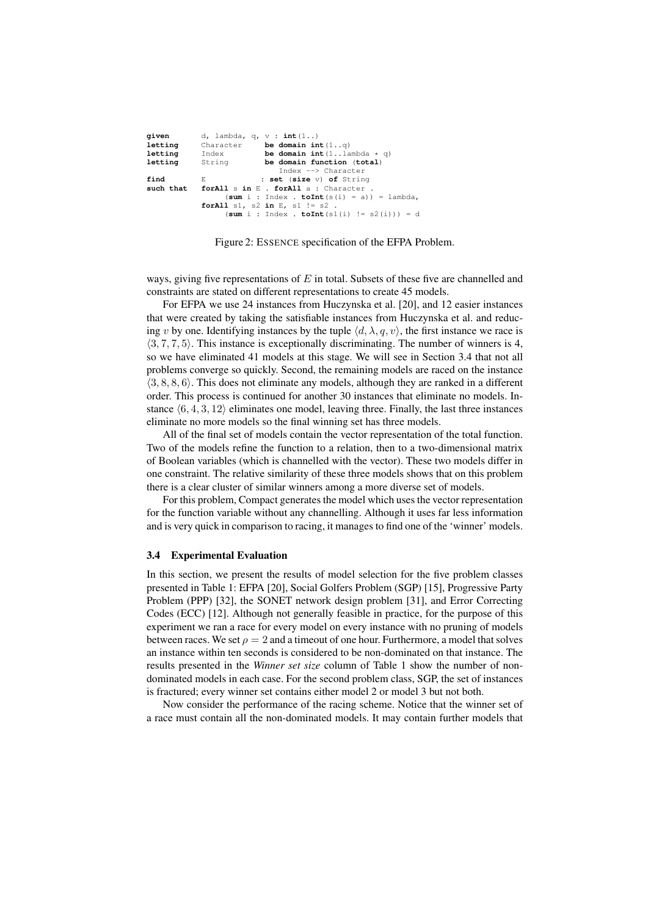```
given       d, lambda, q, v : int(1..)
letting     Character     be domain int(1..q)
letting     Index         be domain int(1..lambda * q)
letting     String        be domain function (total)
                              Index --> Character
find        E            : set (size v) of String
such that   forAll s in E . forAll a : Character .
                 (sum i : Index . toInt(s(i) = a)) = lambda,
            forAll s1, s2 in E, s1 != s2 .
                 (sum i : Index . toInt(s1(i) != s2(i))) = d
```

Figure 2: ESSENCE specification of the EFPA Problem.

ways, giving five representations of $E$ in total. Subsets of these five are channelled and constraints are stated on different representations to create 45 models.

For EFPA we use 24 instances from Huczynska et al. [20], and 12 easier instances that were created by taking the satisfiable instances from Huczynska et al. and reducing $v$ by one. Identifying instances by the tuple $\langle d, \lambda, q, v \rangle$, the first instance we race is $\langle 3, 7, 7, 5 \rangle$. This instance is exceptionally discriminating. The number of winners is 4, so we have eliminated 41 models at this stage. We will see in Section 3.4 that not all problems converge so quickly. Second, the remaining models are raced on the instance $\langle 3, 8, 8, 6 \rangle$. This does not eliminate any models, although they are ranked in a different order. This process is continued for another 30 instances that eliminate no models. Instance $\langle 6, 4, 3, 12 \rangle$ eliminates one model, leaving three. Finally, the last three instances eliminate no more models so the final winning set has three models.

All of the final set of models contain the vector representation of the total function. Two of the models refine the function to a relation, then to a two-dimensional matrix of Boolean variables (which is channelled with the vector). These two models differ in one constraint. The relative similarity of these three models shows that on this problem there is a clear cluster of similar winners among a more diverse set of models.

For this problem, Compact generates the model which uses the vector representation for the function variable without any channelling. Although it uses far less information and is very quick in comparison to racing, it manages to find one of the 'winner' models.

### 3.4 Experimental Evaluation

In this section, we present the results of model selection for the five problem classes presented in Table 1: EFPA [20], Social Golfers Problem (SGP) [15], Progressive Party Problem (PPP) [32], the SONET network design problem [31], and Error Correcting Codes (ECC) [12]. Although not generally feasible in practice, for the purpose of this experiment we ran a race for every model on every instance with no pruning of models between races. We set $\rho = 2$ and a timeout of one hour. Furthermore, a model that solves an instance within ten seconds is considered to be non-dominated on that instance. The results presented in the *Winner set size* column of Table 1 show the number of non-dominated models in each case. For the second problem class, SGP, the set of instances is fractured; every winner set contains either model 2 or model 3 but not both.

Now consider the performance of the racing scheme. Notice that the winner set of a race must contain all the non-dominated models. It may contain further models that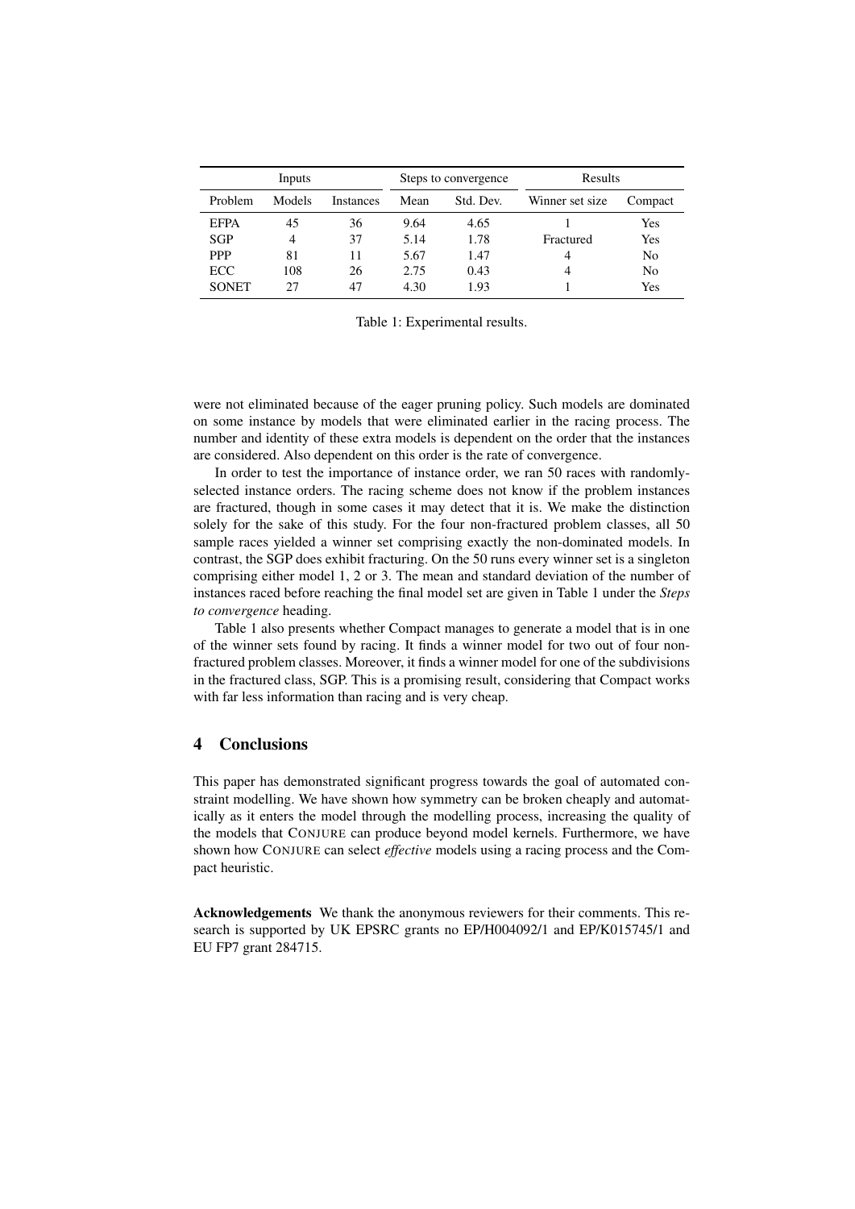| Inputs | | | Steps to convergence | | Results | |
|---|---|---|---|---|---|---|
| Problem | Models | Instances | Mean | Std. Dev. | Winner set size | Compact |
| EFPA | 45 | 36 | 9.64 | 4.65 | 1 | Yes |
| SGP | 4 | 37 | 5.14 | 1.78 | Fractured | Yes |
| PPP | 81 | 11 | 5.67 | 1.47 | 4 | No |
| ECC | 108 | 26 | 2.75 | 0.43 | 4 | No |
| SONET | 27 | 47 | 4.30 | 1.93 | 1 | Yes |

Table 1: Experimental results.

were not eliminated because of the eager pruning policy. Such models are dominated on some instance by models that were eliminated earlier in the racing process. The number and identity of these extra models is dependent on the order that the instances are considered. Also dependent on this order is the rate of convergence.

In order to test the importance of instance order, we ran 50 races with randomly-selected instance orders. The racing scheme does not know if the problem instances are fractured, though in some cases it may detect that it is. We make the distinction solely for the sake of this study. For the four non-fractured problem classes, all 50 sample races yielded a winner set comprising exactly the non-dominated models. In contrast, the SGP does exhibit fracturing. On the 50 runs every winner set is a singleton comprising either model 1, 2 or 3. The mean and standard deviation of the number of instances raced before reaching the final model set are given in Table 1 under the *Steps to convergence* heading.

Table 1 also presents whether Compact manages to generate a model that is in one of the winner sets found by racing. It finds a winner model for two out of four non-fractured problem classes. Moreover, it finds a winner model for one of the subdivisions in the fractured class, SGP. This is a promising result, considering that Compact works with far less information than racing and is very cheap.

## 4 Conclusions

This paper has demonstrated significant progress towards the goal of automated constraint modelling. We have shown how symmetry can be broken cheaply and automatically as it enters the model through the modelling process, increasing the quality of the models that CONJURE can produce beyond model kernels. Furthermore, we have shown how CONJURE can select *effective* models using a racing process and the Compact heuristic.

**Acknowledgements** We thank the anonymous reviewers for their comments. This research is supported by UK EPSRC grants no EP/H004092/1 and EP/K015745/1 and EU FP7 grant 284715.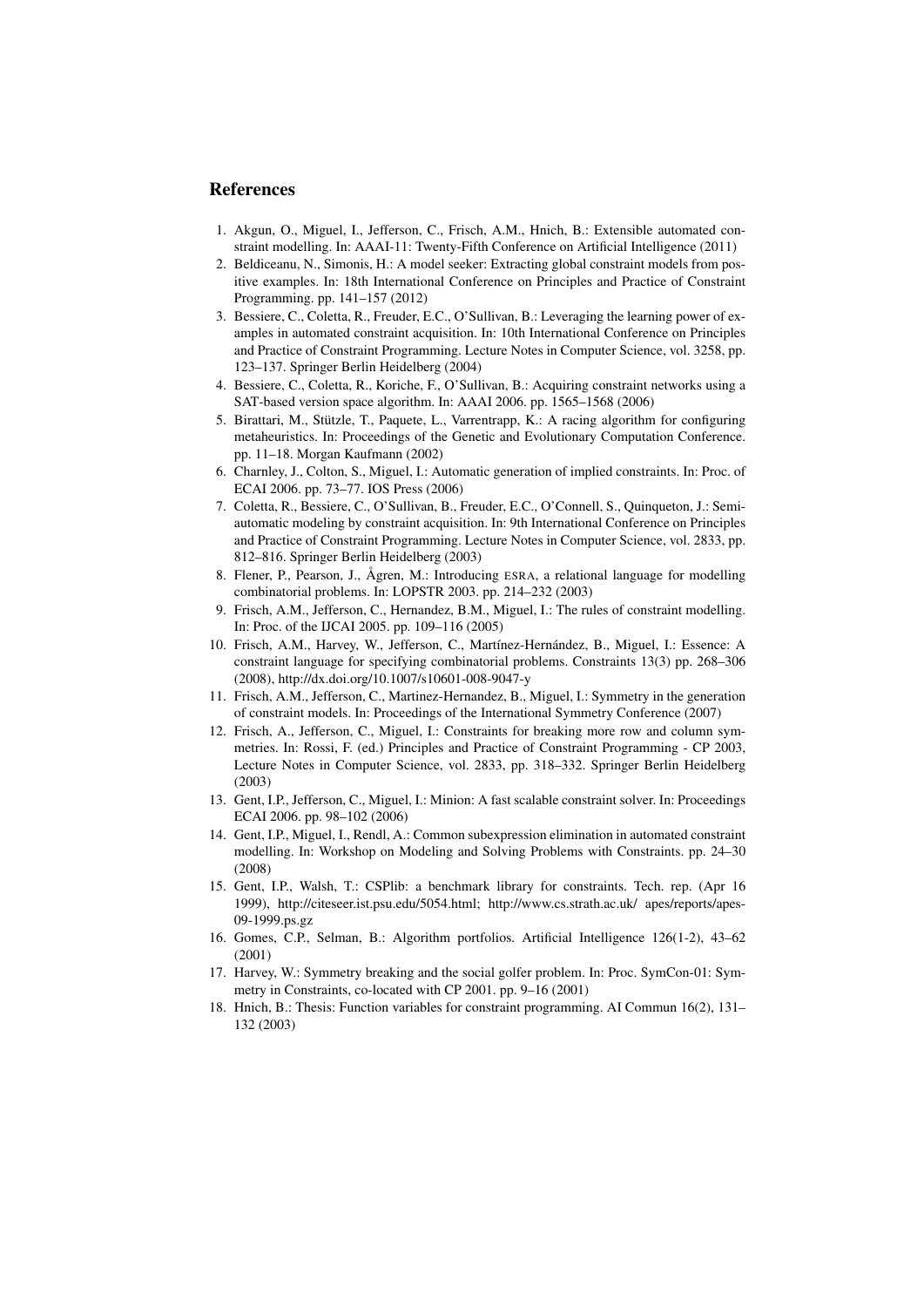## References

1. Akgun, O., Miguel, I., Jefferson, C., Frisch, A.M., Hnich, B.: Extensible automated constraint modelling. In: AAAI-11: Twenty-Fifth Conference on Artificial Intelligence (2011)
2. Beldiceanu, N., Simonis, H.: A model seeker: Extracting global constraint models from positive examples. In: 18th International Conference on Principles and Practice of Constraint Programming. pp. 141–157 (2012)
3. Bessiere, C., Coletta, R., Freuder, E.C., O'Sullivan, B.: Leveraging the learning power of examples in automated constraint acquisition. In: 10th International Conference on Principles and Practice of Constraint Programming. Lecture Notes in Computer Science, vol. 3258, pp. 123–137. Springer Berlin Heidelberg (2004)
4. Bessiere, C., Coletta, R., Koriche, F., O'Sullivan, B.: Acquiring constraint networks using a SAT-based version space algorithm. In: AAAI 2006. pp. 1565–1568 (2006)
5. Birattari, M., Stützle, T., Paquete, L., Varrentrapp, K.: A racing algorithm for configuring metaheuristics. In: Proceedings of the Genetic and Evolutionary Computation Conference. pp. 11–18. Morgan Kaufmann (2002)
6. Charnley, J., Colton, S., Miguel, I.: Automatic generation of implied constraints. In: Proc. of ECAI 2006. pp. 73–77. IOS Press (2006)
7. Coletta, R., Bessiere, C., O'Sullivan, B., Freuder, E.C., O'Connell, S., Quinqueton, J.: Semi-automatic modeling by constraint acquisition. In: 9th International Conference on Principles and Practice of Constraint Programming. Lecture Notes in Computer Science, vol. 2833, pp. 812–816. Springer Berlin Heidelberg (2003)
8. Flener, P., Pearson, J., Ågren, M.: Introducing ESRA, a relational language for modelling combinatorial problems. In: LOPSTR 2003. pp. 214–232 (2003)
9. Frisch, A.M., Jefferson, C., Hernandez, B.M., Miguel, I.: The rules of constraint modelling. In: Proc. of the IJCAI 2005. pp. 109–116 (2005)
10. Frisch, A.M., Harvey, W., Jefferson, C., Martínez-Hernández, B., Miguel, I.: Essence: A constraint language for specifying combinatorial problems. Constraints 13(3) pp. 268–306 (2008), http://dx.doi.org/10.1007/s10601-008-9047-y
11. Frisch, A.M., Jefferson, C., Martinez-Hernandez, B., Miguel, I.: Symmetry in the generation of constraint models. In: Proceedings of the International Symmetry Conference (2007)
12. Frisch, A., Jefferson, C., Miguel, I.: Constraints for breaking more row and column symmetries. In: Rossi, F. (ed.) Principles and Practice of Constraint Programming - CP 2003, Lecture Notes in Computer Science, vol. 2833, pp. 318–332. Springer Berlin Heidelberg (2003)
13. Gent, I.P., Jefferson, C., Miguel, I.: Minion: A fast scalable constraint solver. In: Proceedings ECAI 2006. pp. 98–102 (2006)
14. Gent, I.P., Miguel, I., Rendl, A.: Common subexpression elimination in automated constraint modelling. In: Workshop on Modeling and Solving Problems with Constraints. pp. 24–30 (2008)
15. Gent, I.P., Walsh, T.: CSPlib: a benchmark library for constraints. Tech. rep. (Apr 16 1999), http://citeseer.ist.psu.edu/5054.html; http://www.cs.strath.ac.uk/ apes/reports/apes-09-1999.ps.gz
16. Gomes, C.P., Selman, B.: Algorithm portfolios. Artificial Intelligence 126(1-2), 43–62 (2001)
17. Harvey, W.: Symmetry breaking and the social golfer problem. In: Proc. SymCon-01: Symmetry in Constraints, co-located with CP 2001. pp. 9–16 (2001)
18. Hnich, B.: Thesis: Function variables for constraint programming. AI Commun 16(2), 131–132 (2003)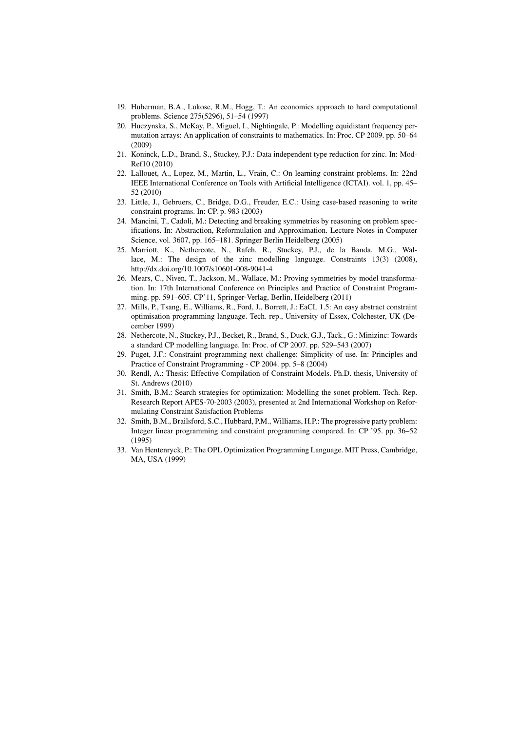19. Huberman, B.A., Lukose, R.M., Hogg, T.: An economics approach to hard computational problems. Science 275(5296), 51–54 (1997)
20. Huczynska, S., McKay, P., Miguel, I., Nightingale, P.: Modelling equidistant frequency permutation arrays: An application of constraints to mathematics. In: Proc. CP 2009. pp. 50–64 (2009)
21. Koninck, L.D., Brand, S., Stuckey, P.J.: Data independent type reduction for zinc. In: ModRef10 (2010)
22. Lallouet, A., Lopez, M., Martin, L., Vrain, C.: On learning constraint problems. In: 22nd IEEE International Conference on Tools with Artificial Intelligence (ICTAI). vol. 1, pp. 45–52 (2010)
23. Little, J., Gebruers, C., Bridge, D.G., Freuder, E.C.: Using case-based reasoning to write constraint programs. In: CP. p. 983 (2003)
24. Mancini, T., Cadoli, M.: Detecting and breaking symmetries by reasoning on problem specifications. In: Abstraction, Reformulation and Approximation. Lecture Notes in Computer Science, vol. 3607, pp. 165–181. Springer Berlin Heidelberg (2005)
25. Marriott, K., Nethercote, N., Rafeh, R., Stuckey, P.J., de la Banda, M.G., Wallace, M.: The design of the zinc modelling language. Constraints 13(3) (2008), http://dx.doi.org/10.1007/s10601-008-9041-4
26. Mears, C., Niven, T., Jackson, M., Wallace, M.: Proving symmetries by model transformation. In: 17th International Conference on Principles and Practice of Constraint Programming. pp. 591–605. CP'11, Springer-Verlag, Berlin, Heidelberg (2011)
27. Mills, P., Tsang, E., Williams, R., Ford, J., Borrett, J.: EaCL 1.5: An easy abstract constraint optimisation programming language. Tech. rep., University of Essex, Colchester, UK (December 1999)
28. Nethercote, N., Stuckey, P.J., Becket, R., Brand, S., Duck, G.J., Tack., G.: Minizinc: Towards a standard CP modelling language. In: Proc. of CP 2007. pp. 529–543 (2007)
29. Puget, J.F.: Constraint programming next challenge: Simplicity of use. In: Principles and Practice of Constraint Programming - CP 2004. pp. 5–8 (2004)
30. Rendl, A.: Thesis: Effective Compilation of Constraint Models. Ph.D. thesis, University of St. Andrews (2010)
31. Smith, B.M.: Search strategies for optimization: Modelling the sonet problem. Tech. Rep. Research Report APES-70-2003 (2003), presented at 2nd International Workshop on Reformulating Constraint Satisfaction Problems
32. Smith, B.M., Brailsford, S.C., Hubbard, P.M., Williams, H.P.: The progressive party problem: Integer linear programming and constraint programming compared. In: CP '95. pp. 36–52 (1995)
33. Van Hentenryck, P.: The OPL Optimization Programming Language. MIT Press, Cambridge, MA, USA (1999)